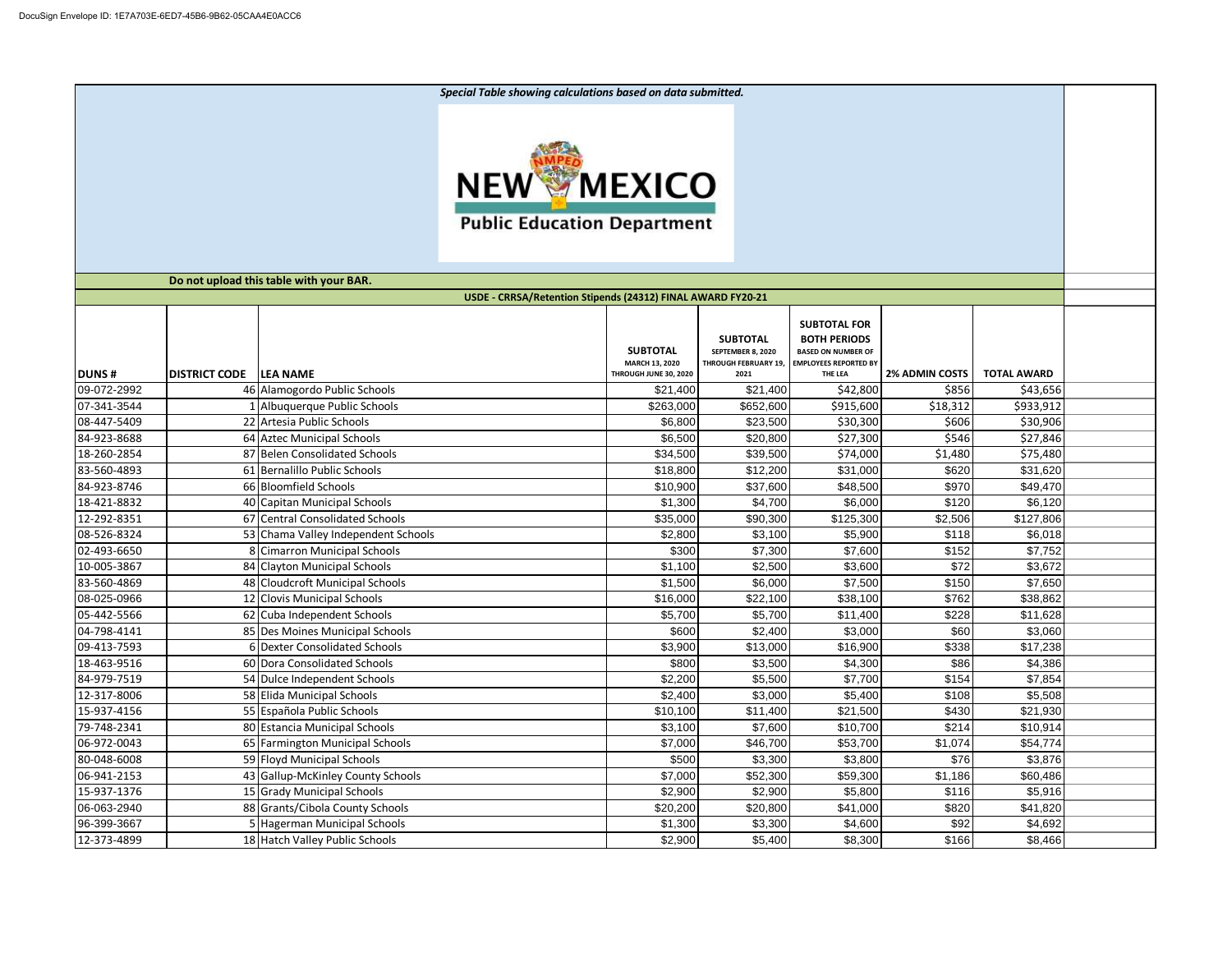DocuSign Envelope ID: 1E7A703E-6ED7-45B6-9B62-05CAA4E0ACC6

***Special Table showing calculations based on data submitted.***

NEW MEXICO Public Education Department

**Do not upload this table with your BAR.**

**USDE - CRRSA/Retention Stipends (24312) FINAL AWARD FY20-21**

| DUNS # | DISTRICT CODE | LEA NAME | SUBTOTAL MARCH 13, 2020 THROUGH JUNE 30, 2020 | SUBTOTAL SEPTEMBER 8, 2020 THROUGH FEBRUARY 19, 2021 | SUBTOTAL FOR BOTH PERIODS BASED ON NUMBER OF EMPLOYEES REPORTED BY THE LEA | 2% ADMIN COSTS | TOTAL AWARD |
|---|---|---|---|---|---|---|---|
| 09-072-2992 | 46 | Alamogordo Public Schools | $21,400 | $21,400 | $42,800 | $856 | $43,656 |
| 07-341-3544 | 1 | Albuquerque Public Schools | $263,000 | $652,600 | $915,600 | $18,312 | $933,912 |
| 08-447-5409 | 22 | Artesia Public Schools | $6,800 | $23,500 | $30,300 | $606 | $30,906 |
| 84-923-8688 | 64 | Aztec Municipal Schools | $6,500 | $20,800 | $27,300 | $546 | $27,846 |
| 18-260-2854 | 87 | Belen Consolidated Schools | $34,500 | $39,500 | $74,000 | $1,480 | $75,480 |
| 83-560-4893 | 61 | Bernalillo Public Schools | $18,800 | $12,200 | $31,000 | $620 | $31,620 |
| 84-923-8746 | 66 | Bloomfield Schools | $10,900 | $37,600 | $48,500 | $970 | $49,470 |
| 18-421-8832 | 40 | Capitan Municipal Schools | $1,300 | $4,700 | $6,000 | $120 | $6,120 |
| 12-292-8351 | 67 | Central Consolidated Schools | $35,000 | $90,300 | $125,300 | $2,506 | $127,806 |
| 08-526-8324 | 53 | Chama Valley Independent Schools | $2,800 | $3,100 | $5,900 | $118 | $6,018 |
| 02-493-6650 | 8 | Cimarron Municipal Schools | $300 | $7,300 | $7,600 | $152 | $7,752 |
| 10-005-3867 | 84 | Clayton Municipal Schools | $1,100 | $2,500 | $3,600 | $72 | $3,672 |
| 83-560-4869 | 48 | Cloudcroft Municipal Schools | $1,500 | $6,000 | $7,500 | $150 | $7,650 |
| 08-025-0966 | 12 | Clovis Municipal Schools | $16,000 | $22,100 | $38,100 | $762 | $38,862 |
| 05-442-5566 | 62 | Cuba Independent Schools | $5,700 | $5,700 | $11,400 | $228 | $11,628 |
| 04-798-4141 | 85 | Des Moines Municipal Schools | $600 | $2,400 | $3,000 | $60 | $3,060 |
| 09-413-7593 | 6 | Dexter Consolidated Schools | $3,900 | $13,000 | $16,900 | $338 | $17,238 |
| 18-463-9516 | 60 | Dora Consolidated Schools | $800 | $3,500 | $4,300 | $86 | $4,386 |
| 84-979-7519 | 54 | Dulce Independent Schools | $2,200 | $5,500 | $7,700 | $154 | $7,854 |
| 12-317-8006 | 58 | Elida Municipal Schools | $2,400 | $3,000 | $5,400 | $108 | $5,508 |
| 15-937-4156 | 55 | Española Public Schools | $10,100 | $11,400 | $21,500 | $430 | $21,930 |
| 79-748-2341 | 80 | Estancia Municipal Schools | $3,100 | $7,600 | $10,700 | $214 | $10,914 |
| 06-972-0043 | 65 | Farmington Municipal Schools | $7,000 | $46,700 | $53,700 | $1,074 | $54,774 |
| 80-048-6008 | 59 | Floyd Municipal Schools | $500 | $3,300 | $3,800 | $76 | $3,876 |
| 06-941-2153 | 43 | Gallup-McKinley County Schools | $7,000 | $52,300 | $59,300 | $1,186 | $60,486 |
| 15-937-1376 | 15 | Grady Municipal Schools | $2,900 | $2,900 | $5,800 | $116 | $5,916 |
| 06-063-2940 | 88 | Grants/Cibola County Schools | $20,200 | $20,800 | $41,000 | $820 | $41,820 |
| 96-399-3667 | 5 | Hagerman Municipal Schools | $1,300 | $3,300 | $4,600 | $92 | $4,692 |
| 12-373-4899 | 18 | Hatch Valley Public Schools | $2,900 | $5,400 | $8,300 | $166 | $8,466 |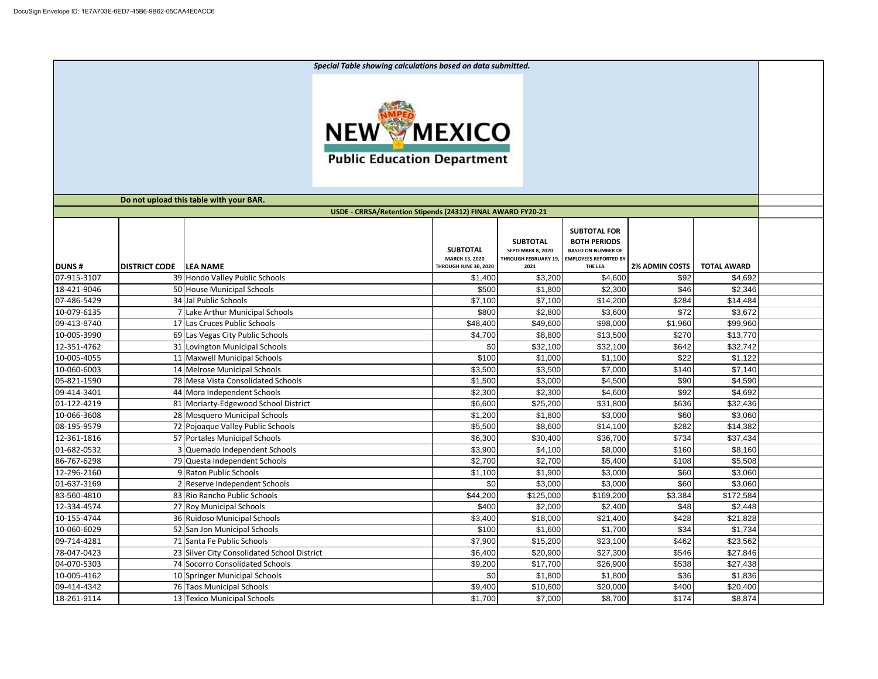DocuSign Envelope ID: 1E7A703E-6ED7-45B6-9B62-05CAA4E0ACC6

*Special Table showing calculations based on data submitted.*

**NEW MEXICO Public Education Department**

**Do not upload this table with your BAR.**

**USDE - CRRSA/Retention Stipends (24312) FINAL AWARD FY20-21**

| DUNS # | DISTRICT CODE | LEA NAME | SUBTOTAL MARCH 13, 2020 THROUGH JUNE 30, 2020 | SUBTOTAL SEPTEMBER 8, 2020 THROUGH FEBRUARY 19, 2021 | SUBTOTAL FOR BOTH PERIODS BASED ON NUMBER OF EMPLOYEES REPORTED BY THE LEA | 2% ADMIN COSTS | TOTAL AWARD |
|---|---|---|---|---|---|---|---|
| 07-915-3107 | 39 | Hondo Valley Public Schools | $1,400 | $3,200 | $4,600 | $92 | $4,692 |
| 18-421-9046 | 50 | House Municipal Schools | $500 | $1,800 | $2,300 | $46 | $2,346 |
| 07-486-5429 | 34 | Jal Public Schools | $7,100 | $7,100 | $14,200 | $284 | $14,484 |
| 10-079-6135 | 7 | Lake Arthur Municipal Schools | $800 | $2,800 | $3,600 | $72 | $3,672 |
| 09-413-8740 | 17 | Las Cruces Public Schools | $48,400 | $49,600 | $98,000 | $1,960 | $99,960 |
| 10-005-3990 | 69 | Las Vegas City Public Schools | $4,700 | $8,800 | $13,500 | $270 | $13,770 |
| 12-351-4762 | 31 | Lovington Municipal Schools | $0 | $32,100 | $32,100 | $642 | $32,742 |
| 10-005-4055 | 11 | Maxwell Municipal Schools | $100 | $1,000 | $1,100 | $22 | $1,122 |
| 10-060-6003 | 14 | Melrose Municipal Schools | $3,500 | $3,500 | $7,000 | $140 | $7,140 |
| 05-821-1590 | 78 | Mesa Vista Consolidated Schools | $1,500 | $3,000 | $4,500 | $90 | $4,590 |
| 09-414-3401 | 44 | Mora Independent Schools | $2,300 | $2,300 | $4,600 | $92 | $4,692 |
| 01-122-4219 | 81 | Moriarty-Edgewood School District | $6,600 | $25,200 | $31,800 | $636 | $32,436 |
| 10-066-3608 | 28 | Mosquero Municipal Schools | $1,200 | $1,800 | $3,000 | $60 | $3,060 |
| 08-195-9579 | 72 | Pojoaque Valley Public Schools | $5,500 | $8,600 | $14,100 | $282 | $14,382 |
| 12-361-1816 | 57 | Portales Municipal Schools | $6,300 | $30,400 | $36,700 | $734 | $37,434 |
| 01-682-0532 | 3 | Quemado Independent Schools | $3,900 | $4,100 | $8,000 | $160 | $8,160 |
| 86-767-6298 | 79 | Questa Independent Schools | $2,700 | $2,700 | $5,400 | $108 | $5,508 |
| 12-296-2160 | 9 | Raton Public Schools | $1,100 | $1,900 | $3,000 | $60 | $3,060 |
| 01-637-3169 | 2 | Reserve Independent Schools | $0 | $3,000 | $3,000 | $60 | $3,060 |
| 83-560-4810 | 83 | Rio Rancho Public Schools | $44,200 | $125,000 | $169,200 | $3,384 | $172,584 |
| 12-334-4574 | 27 | Roy Municipal Schools | $400 | $2,000 | $2,400 | $48 | $2,448 |
| 10-155-4744 | 36 | Ruidoso Municipal Schools | $3,400 | $18,000 | $21,400 | $428 | $21,828 |
| 10-060-6029 | 52 | San Jon Municipal Schools | $100 | $1,600 | $1,700 | $34 | $1,734 |
| 09-714-4281 | 71 | Santa Fe Public Schools | $7,900 | $15,200 | $23,100 | $462 | $23,562 |
| 78-047-0423 | 23 | Silver City Consolidated School District | $6,400 | $20,900 | $27,300 | $546 | $27,846 |
| 04-070-5303 | 74 | Socorro Consolidated Schools | $9,200 | $17,700 | $26,900 | $538 | $27,438 |
| 10-005-4162 | 10 | Springer Municipal Schools | $0 | $1,800 | $1,800 | $36 | $1,836 |
| 09-414-4342 | 76 | Taos Municipal Schools | $9,400 | $10,600 | $20,000 | $400 | $20,400 |
| 18-261-9114 | 13 | Texico Municipal Schools | $1,700 | $7,000 | $8,700 | $174 | $8,874 |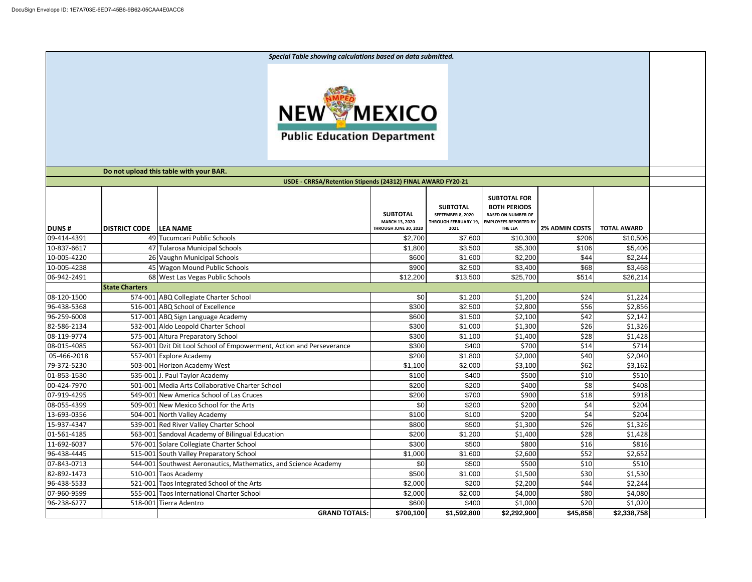DocuSign Envelope ID: 1E7A703E-6ED7-45B6-9B62-05CAA4E0ACC6

*Special Table showing calculations based on data submitted.*

NEW MEXICO Public Education Department

**Do not upload this table with your BAR.**

**USDE - CRRSA/Retention Stipends (24312) FINAL AWARD FY20-21**

| DUNS # | DISTRICT CODE | LEA NAME | SUBTOTAL MARCH 13, 2020 THROUGH JUNE 30, 2020 | SUBTOTAL SEPTEMBER 8, 2020 THROUGH FEBRUARY 19, 2021 | SUBTOTAL FOR BOTH PERIODS BASED ON NUMBER OF EMPLOYEES REPORTED BY THE LEA | 2% ADMIN COSTS | TOTAL AWARD |
|---|---|---|---|---|---|---|---|
| 09-414-4391 | 49 | Tucumcari Public Schools | $2,700 | $7,600 | $10,300 | $206 | $10,506 |
| 10-837-6617 | 47 | Tularosa Municipal Schools | $1,800 | $3,500 | $5,300 | $106 | $5,406 |
| 10-005-4220 | 26 | Vaughn Municipal Schools | $600 | $1,600 | $2,200 | $44 | $2,244 |
| 10-005-4238 | 45 | Wagon Mound Public Schools | $900 | $2,500 | $3,400 | $68 | $3,468 |
| 06-942-2491 | 68 | West Las Vegas Public Schools | $12,200 | $13,500 | $25,700 | $514 | $26,214 |
| | **State Charters** | | | | | | |
| 08-120-1500 | 574-001 | ABQ Collegiate Charter School | $0 | $1,200 | $1,200 | $24 | $1,224 |
| 96-438-5368 | 516-001 | ABQ School of Excellence | $300 | $2,500 | $2,800 | $56 | $2,856 |
| 96-259-6008 | 517-001 | ABQ Sign Language Academy | $600 | $1,500 | $2,100 | $42 | $2,142 |
| 82-586-2134 | 532-001 | Aldo Leopold Charter School | $300 | $1,000 | $1,300 | $26 | $1,326 |
| 08-119-9774 | 575-001 | Altura Preparatory School | $300 | $1,100 | $1,400 | $28 | $1,428 |
| 08-015-4085 | 562-001 | Dzit Dit Lool School of Empowerment, Action and Perseverance | $300 | $400 | $700 | $14 | $714 |
| 05-466-2018 | 557-001 | Explore Academy | $200 | $1,800 | $2,000 | $40 | $2,040 |
| 79-372-5230 | 503-001 | Horizon Academy West | $1,100 | $2,000 | $3,100 | $62 | $3,162 |
| 01-853-1530 | 535-001 | J. Paul Taylor Academy | $100 | $400 | $500 | $10 | $510 |
| 00-424-7970 | 501-001 | Media Arts Collaborative Charter School | $200 | $200 | $400 | $8 | $408 |
| 07-919-4295 | 549-001 | New America School of Las Cruces | $200 | $700 | $900 | $18 | $918 |
| 08-055-4399 | 509-001 | New Mexico School for the Arts | $0 | $200 | $200 | $4 | $204 |
| 13-693-0356 | 504-001 | North Valley Academy | $100 | $100 | $200 | $4 | $204 |
| 15-937-4347 | 539-001 | Red River Valley Charter School | $800 | $500 | $1,300 | $26 | $1,326 |
| 01-561-4185 | 563-001 | Sandoval Academy of Bilingual Education | $200 | $1,200 | $1,400 | $28 | $1,428 |
| 11-692-6037 | 576-001 | Solare Collegiate Charter School | $300 | $500 | $800 | $16 | $816 |
| 96-438-4445 | 515-001 | South Valley Preparatory School | $1,000 | $1,600 | $2,600 | $52 | $2,652 |
| 07-843-0713 | 544-001 | Southwest Aeronautics, Mathematics, and Science Academy | $0 | $500 | $500 | $10 | $510 |
| 82-892-1473 | 510-001 | Taos Academy | $500 | $1,000 | $1,500 | $30 | $1,530 |
| 96-438-5533 | 521-001 | Taos Integrated School of the Arts | $2,000 | $200 | $2,200 | $44 | $2,244 |
| 07-960-9599 | 555-001 | Taos International Charter School | $2,000 | $2,000 | $4,000 | $80 | $4,080 |
| 96-238-6277 | 518-001 | Tierra Adentro | $600 | $400 | $1,000 | $20 | $1,020 |
| | | **GRAND TOTALS:** | **$700,100** | **$1,592,800** | **$2,292,900** | **$45,858** | **$2,338,758** |